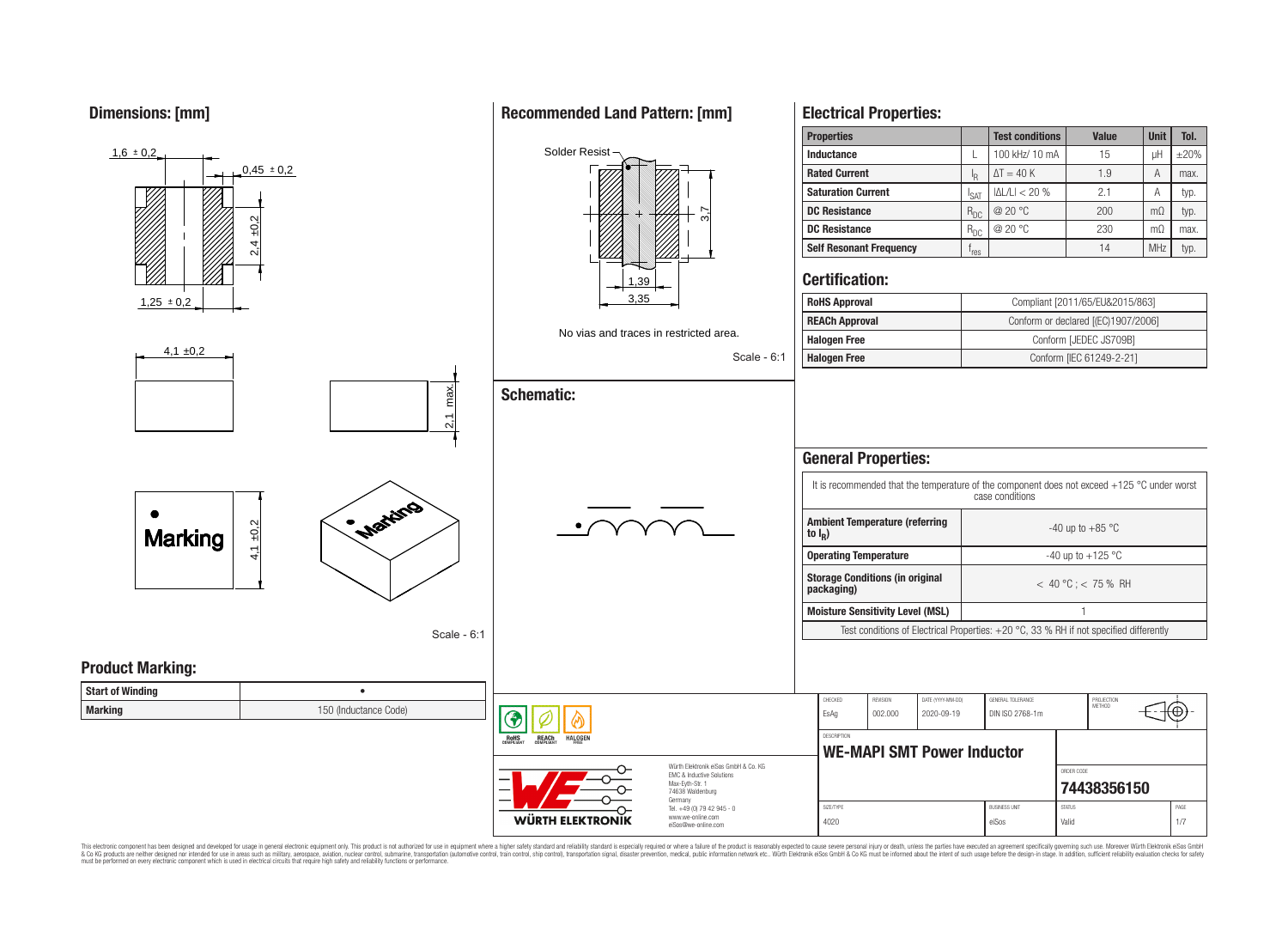## Dimensions: [mm]

1,6 ± 0,2

0,45 ± 0,2

2,4 ±0,2

1,25 ± 0,2

4,1 ±0,2

2,1 max.

Marking

4,1 ±0,2

Scale - 6:1

## Recommended Land Pattern: [mm]

Solder Resist

3,7

1,39

3,35

No vias and traces in restricted area.

Scale - 6:1

## Schematic:

## Electrical Properties:

| Properties | | Test conditions | Value | Unit | Tol. |
|---|---|---|---|---|---|
| Inductance | L | 100 kHz/ 10 mA | 15 | µH | ±20% |
| Rated Current | $I_R$ | $\Delta T = 40$ K | 1.9 | A | max. |
| Saturation Current | $I_{SAT}$ | $\|\Delta L/L\| < 20$ % | 2.1 | A | typ. |
| DC Resistance | $R_{DC}$ | @ 20 °C | 200 | mΩ | typ. |
| DC Resistance | $R_{DC}$ | @ 20 °C | 230 | mΩ | max. |
| Self Resonant Frequency | $f_{res}$ | | 14 | MHz | typ. |

## Certification:

| | |
|---|---|
| RoHS Approval | Compliant [2011/65/EU&2015/863] |
| REACh Approval | Conform or declared [(EC)1907/2006] |
| Halogen Free | Conform [JEDEC JS709B] |
| Halogen Free | Conform [IEC 61249-2-21] |

## General Properties:

It is recommended that the temperature of the component does not exceed +125 °C under worst case conditions

| | |
|---|---|
| Ambient Temperature (referring to $I_R$) | -40 up to +85 °C |
| Operating Temperature | -40 up to +125 °C |
| Storage Conditions (in original packaging) | < 40 °C ; < 75 % RH |
| Moisture Sensitivity Level (MSL) | 1 |

Test conditions of Electrical Properties: +20 °C, 33 % RH if not specified differently

## Product Marking:

| | |
|---|---|
| Start of Winding | • |
| Marking | 150 (Inductance Code) |

| CHECKED | REVISION | DATE (YYYY-MM-DD) | GENERAL TOLERANCE | PROJECTION METHOD |
|---|---|---|---|---|
| EsAg | 002.000 | 2020-09-19 | DIN ISO 2768-1m | |

DESCRIPTION

**WE-MAPI SMT Power Inductor**

ORDER CODE

**74438356150**

| SIZE/TYPE | BUSINESS UNIT | STATUS | PAGE |
|---|---|---|---|
| 4020 | eiSos | Valid | 1/7 |

Würth Elektronik eiSos GmbH & Co. KG
EMC & Inductive Solutions
Max-Eyth-Str. 1
74638 Waldenburg
Germany
Tel. +49 (0) 79 42 945 - 0
www.we-online.com
eiSos@we-online.com

This electronic component has been designed and developed for usage in general electronic equipment only. This product is not authorized for use in equipment where a higher safety standard and reliability standard is especially required or where a failure of the product is reasonably expected to cause severe personal injury or death, unless the parties have executed an agreement specifically governing such use. Moreover Würth Elektronik eiSos GmbH & Co KG products are neither designed nor intended for use in areas such as military, aerospace, aviation, nuclear control, submarine, transportation (automotive control, train control, ship control), transportation signal, disaster prevention, medical, public information network etc.. Würth Elektronik eiSos GmbH & Co KG must be informed about the intent of such usage before the design-in stage. In addition, sufficient reliability evaluation checks for safety must be performed on every electronic component which is used in electrical circuits that require high safety and reliability functions or performance.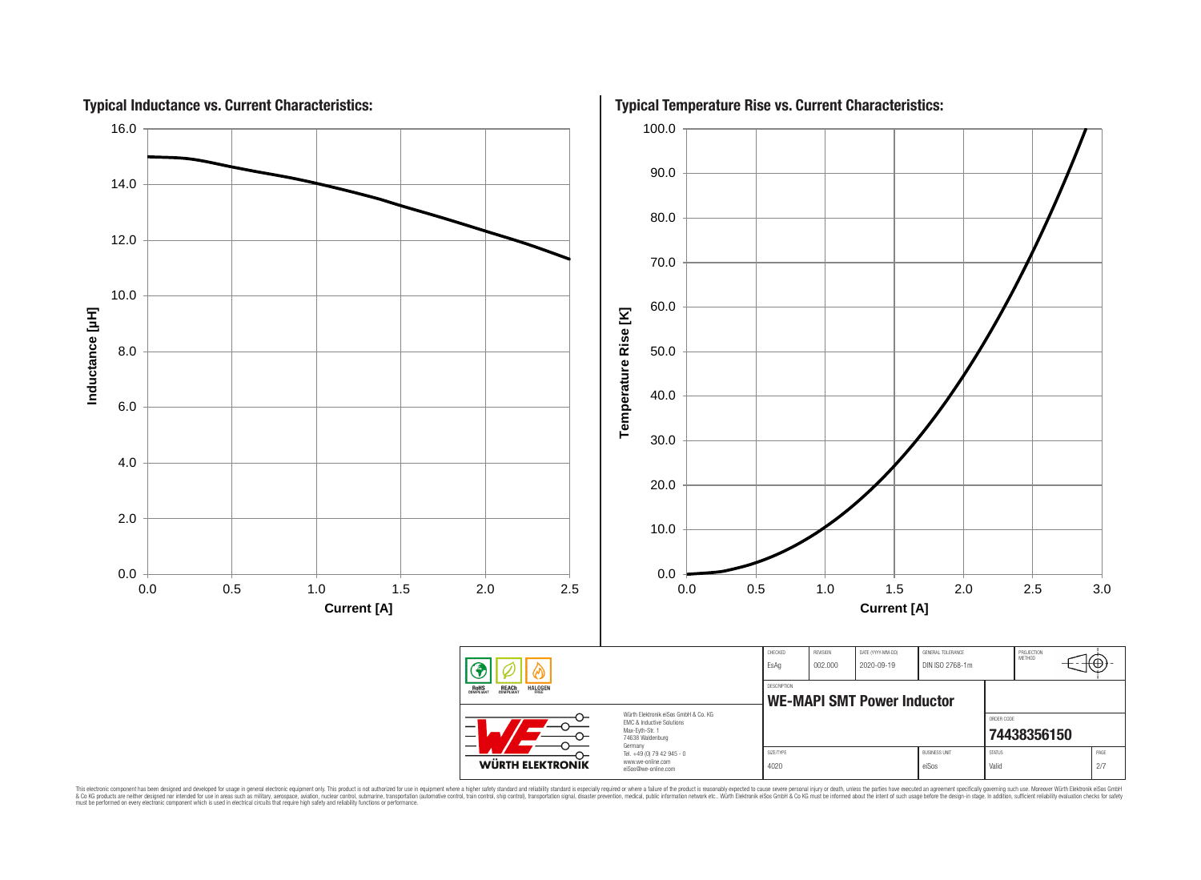## Typical Inductance vs. Current Characteristics:

Inductance [µH] (0.0 – 16.0) vs. Current [A] (0.0 – 2.5)

## Typical Temperature Rise vs. Current Characteristics:

Temperature Rise [K] (0.0 – 100.0) vs. Current [A] (0.0 – 3.0)

| CHECKED | REVISION | DATE (YYYY-MM-DD) | GENERAL TOLERANCE | PROJECTION METHOD |
|---|---|---|---|---|
| EsAg | 002.000 | 2020-09-19 | DIN ISO 2768-1m | |

DESCRIPTION

**WE-MAPI SMT Power Inductor**

ORDER CODE

**74438356150**

| SIZE/TYPE | BUSINESS UNIT | STATUS | PAGE |
|---|---|---|---|
| 4020 | eiSos | Valid | 2/7 |

RoHS COMPLIANT · REACh COMPLIANT · HALOGEN FREE

WÜRTH ELEKTRONIK

Würth Elektronik eiSos GmbH & Co. KG
EMC & Inductive Solutions
Max-Eyth-Str. 1
74638 Waldenburg
Germany
Tel. +49 (0) 79 42 945 - 0
www.we-online.com
eiSos@we-online.com

This electronic component has been designed and developed for usage in general electronic equipment only. This product is not authorized for use in equipment where a higher safety standard and reliability standard is especially required or where a failure of the product is reasonably expected to cause severe personal injury or death, unless the parties have executed an agreement specifically governing such use. Moreover Würth Elektronik eiSos GmbH & Co KG products are neither designed nor intended for use in areas such as military, aerospace, aviation, nuclear control, submarine, transportation (automotive control, train control, ship control), transportation signal, disaster prevention, medical, public information network etc.. Würth Elektronik eiSos GmbH & Co KG must be informed about the intent of such usage before the design-in stage. In addition, sufficient reliability evaluation checks for safety must be performed on every electronic component which is used in electrical circuits that require high safety and reliability functions or performance.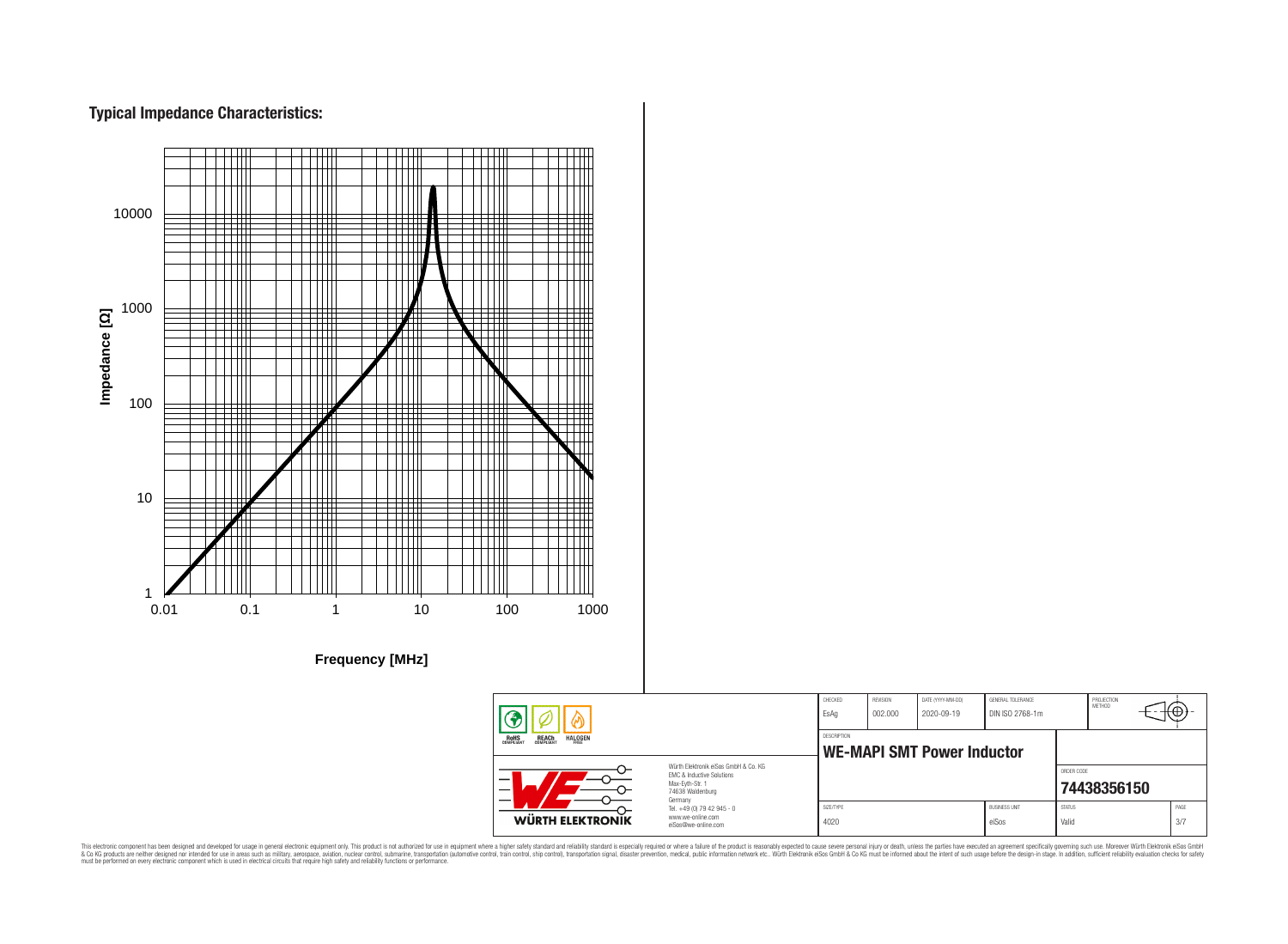## Typical Impedance Characteristics:

Impedance [Ω]

10000

1000

100

10

1

0.01 0.1 1 10 100 1000

**Frequency [MHz]**

| CHECKED | REVISION | DATE (YYYY-MM-DD) | GENERAL TOLERANCE | PROJECTION METHOD |
|---|---|---|---|---|
| EsAg | 002.000 | 2020-09-19 | DIN ISO 2768-1m | |

DESCRIPTION

**WE-MAPI SMT Power Inductor**

ORDER CODE

**74438356150**

| SIZE/TYPE | BUSINESS UNIT | STATUS | PAGE |
|---|---|---|---|
| 4020 | eiSos | Valid | 3/7 |

RoHS COMPLIANT · REACh COMPLIANT · HALOGEN FREE

WÜRTH ELEKTRONIK

Würth Elektronik eiSos GmbH & Co. KG
EMC & Inductive Solutions
Max-Eyth-Str. 1
74638 Waldenburg
Germany
Tel. +49 (0) 79 42 945 - 0
www.we-online.com
eiSos@we-online.com

This electronic component has been designed and developed for usage in general electronic equipment only. This product is not authorized for use in equipment where a higher safety standard and reliability standard is especially required or where a failure of the product is reasonably expected to cause severe personal injury or death, unless the parties have executed an agreement specifically governing such use. Moreover Würth Elektronik eiSos GmbH & Co KG products are neither designed nor intended for use in areas such as military, aerospace, aviation, nuclear control, submarine, transportation (automotive control, train control, ship control), transportation signal, disaster prevention, medical, public information network etc.. Würth Elektronik eiSos GmbH & Co KG must be informed about the intent of such usage before the design-in stage. In addition, sufficient reliability evaluation checks for safety must be performed on every electronic component which is used in electrical circuits that require high safety and reliability functions or performance.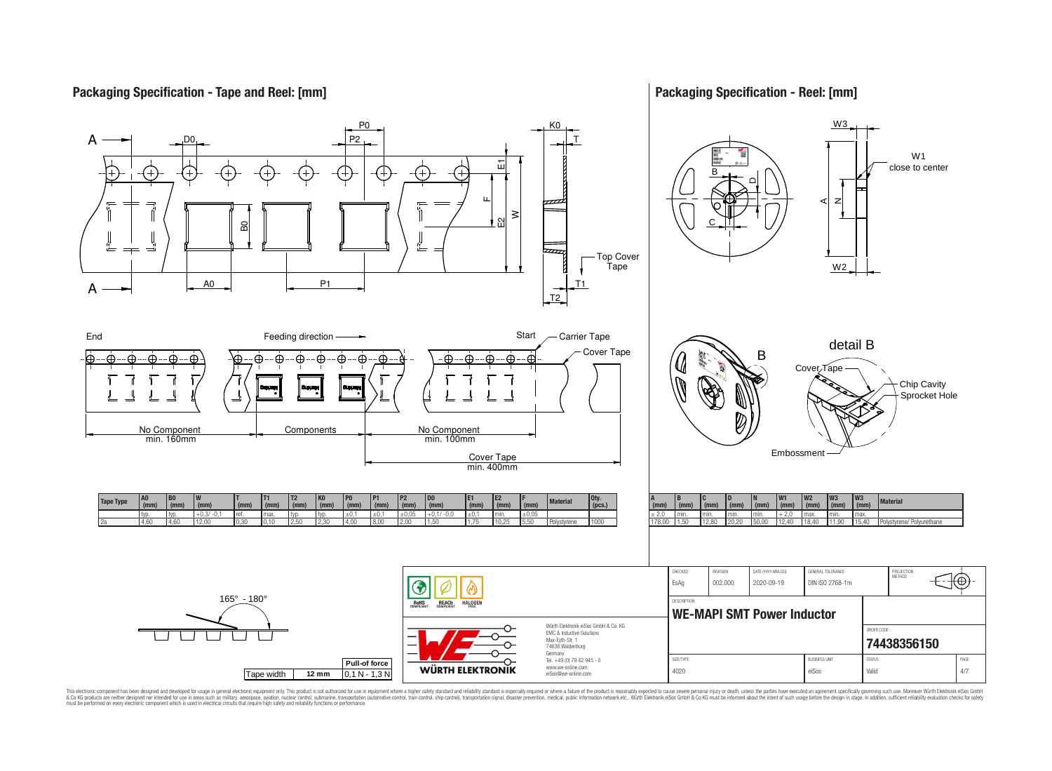## Packaging Specification - Tape and Reel: [mm]

Top Cover Tape

End — Feeding direction — Start

Carrier Tape

Cover Tape

No Component min. 160mm | Components | No Component min. 100mm

Cover Tape min. 400mm

| Tape Type | A0 (mm) | B0 (mm) | W (mm) | T (mm) | T1 (mm) | T2 (mm) | K0 (mm) | P0 (mm) | P1 (mm) | P2 (mm) | D0 (mm) | E1 (mm) | E2 (mm) | F (mm) | Material | Qty. (pcs.) |
|---|---|---|---|---|---|---|---|---|---|---|---|---|---|---|---|---|
| | typ. | typ. | +0,3/ -0,1 | ref. | max. | typ. | typ. | ±0,1 | ±0,1 | ±0,05 | +0,1/ -0,0 | ±0,1 | min. | ±0,05 | | |
| 2a | 4,60 | 4,60 | 12,00 | 0,30 | 0,10 | 2,50 | 2,30 | 4,00 | 8,00 | 2,00 | 1,50 | 1,75 | 10,25 | 5,50 | Polystyrene | 1000 |

165° - 180°

| Tape width | 12 mm | Pull-of force 0,1 N - 1,3 N |
|---|---|---|

## Packaging Specification - Reel: [mm]

W1 close to center

detail B

Cover Tape, Chip Cavity, Sprocket Hole, Embossment

| A (mm) | B (mm) | C (mm) | D (mm) | N (mm) | W1 (mm) | W2 (mm) | W3 (mm) | W3 (mm) | Material |
|---|---|---|---|---|---|---|---|---|---|
| ± 2,0 | min. | min. | min. | min. | + 2,0 | max. | min. | max. | |
| 178,00 | 1,50 | 12,80 | 20,20 | 50,00 | 12,40 | 18,40 | 11,90 | 15,40 | Polystyrene/ Polyurethane |

| CHECKED | REVISION | DATE (YYYY-MM-DD) | GENERAL TOLERANCE | PROJECTION METHOD |
|---|---|---|---|---|
| EsAg | 002.000 | 2020-09-19 | DIN ISO 2768-1m | |

DESCRIPTION: **WE-MAPI SMT Power Inductor**

ORDER CODE: **74438356150**

| SIZE/TYPE | BUSINESS UNIT | STATUS |
|---|---|---|
| 4020 | eiSos | Valid |

RoHS COMPLIANT, REACh COMPLIANT, HALOGEN FREE

Würth Elektronik eiSos GmbH & Co. KG
EMC & Inductive Solutions
Max-Eyth-Str. 1
74638 Waldenburg
Germany
Tel. +49 (0) 79 42 945 - 0
www.we-online.com
eiSos@we-online.com

This electronic component has been designed and developed for usage in general electronic equipment only. This product is not authorized for use in equipment where a higher safety standard and reliability standard is especially required or where a failure of the product is reasonably expected to cause severe personal injury or death, unless the parties have executed an agreement specifically governing such use. Moreover Würth Elektronik eiSos GmbH & Co KG products are neither designed nor intended for use in areas such as military, aerospace, aviation, nuclear control, submarine, transportation (automotive control, train control, ship control), transportation signal, disaster prevention, medical, public information network etc.. Würth Elektronik eiSos GmbH & Co KG must be informed about the intent of such usage before the design-in stage. In addition, sufficient reliability evaluation checks for safety must be performed on every electronic component which is used in electrical circuits that require high safety and reliability functions or performance.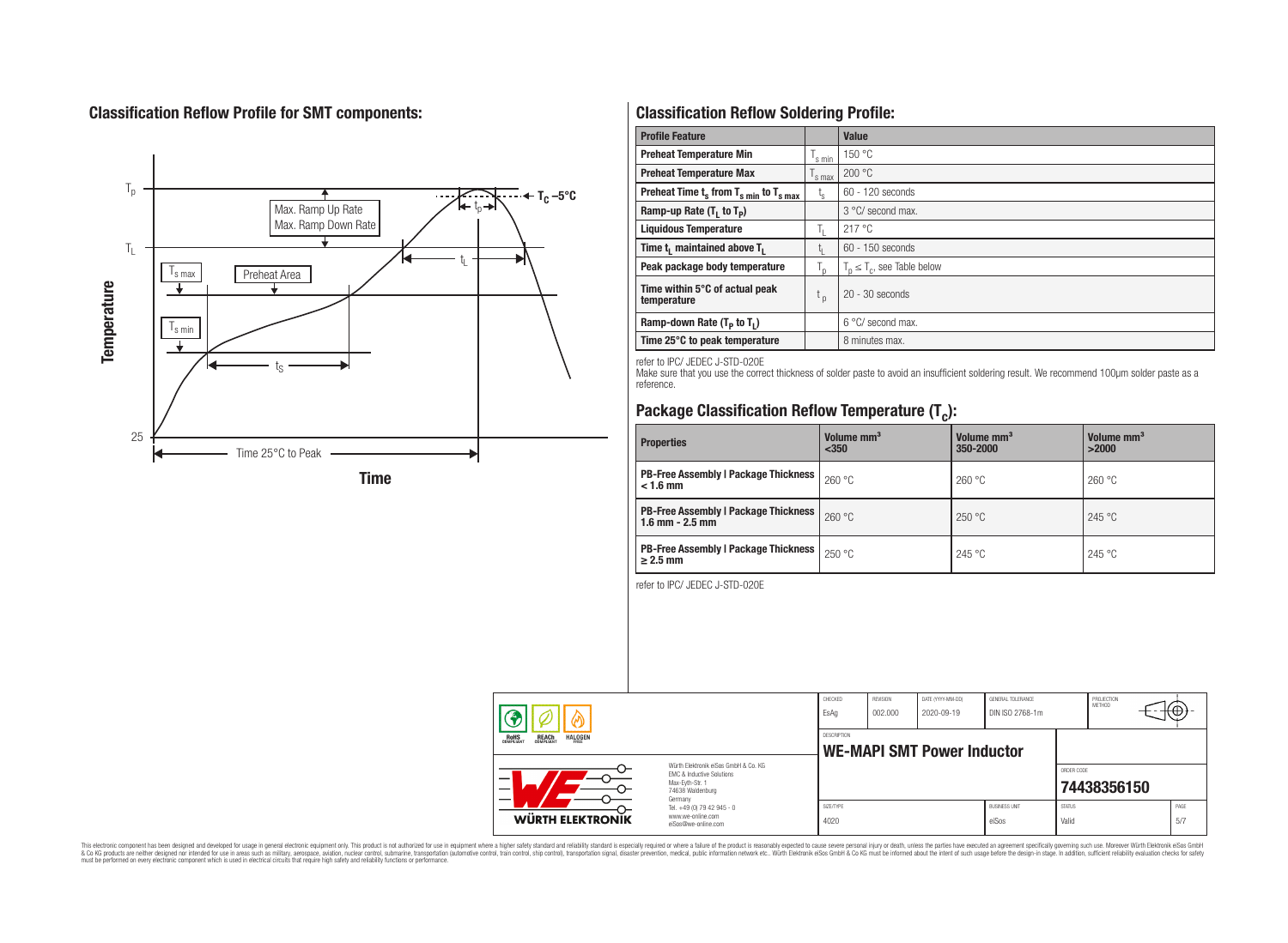## Classification Reflow Profile for SMT components:

## Classification Reflow Soldering Profile:

| Profile Feature | | Value |
|---|---|---|
| Preheat Temperature Min | $T_{s\ min}$ | 150 °C |
| Preheat Temperature Max | $T_{s\ max}$ | 200 °C |
| Preheat Time $t_s$ from $T_{s\ min}$ to $T_{s\ max}$ | $t_s$ | 60 - 120 seconds |
| Ramp-up Rate ($T_L$ to $T_P$) | | 3 °C/ second max. |
| Liquidous Temperature | $T_L$ | 217 °C |
| Time $t_L$ maintained above $T_L$ | $t_L$ | 60 - 150 seconds |
| Peak package body temperature | $T_p$ | $T_p \leq T_c$, see Table below |
| Time within 5°C of actual peak temperature | $t_p$ | 20 - 30 seconds |
| Ramp-down Rate ($T_P$ to $T_L$) | | 6 °C/ second max. |
| Time 25°C to peak temperature | | 8 minutes max. |

refer to IPC/ JEDEC J-STD-020E

Make sure that you use the correct thickness of solder paste to avoid an insufficient soldering result. We recommend 100µm solder paste as a reference.

## Package Classification Reflow Temperature ($T_c$):

| Properties | Volume mm³ <350 | Volume mm³ 350-2000 | Volume mm³ >2000 |
|---|---|---|---|
| PB-Free Assembly \| Package Thickness < 1.6 mm | 260 °C | 260 °C | 260 °C |
| PB-Free Assembly \| Package Thickness 1.6 mm - 2.5 mm | 260 °C | 250 °C | 245 °C |
| PB-Free Assembly \| Package Thickness ≥ 2.5 mm | 250 °C | 245 °C | 245 °C |

refer to IPC/ JEDEC J-STD-020E

| CHECKED | REVISION | DATE (YYYY-MM-DD) | GENERAL TOLERANCE | PROJECTION METHOD |
|---|---|---|---|---|
| EsAg | 002.000 | 2020-09-19 | DIN ISO 2768-1m | |

DESCRIPTION: **WE-MAPI SMT Power Inductor**

ORDER CODE: **74438356150**

| SIZE/TYPE | BUSINESS UNIT | STATUS | PAGE |
|---|---|---|---|
| 4020 | eiSos | Valid | 5/7 |

Würth Elektronik eiSos GmbH & Co. KG
EMC & Inductive Solutions
Max-Eyth-Str. 1
74638 Waldenburg
Germany
Tel. +49 (0) 79 42 945 - 0
www.we-online.com
eiSos@we-online.com

This electronic component has been designed and developed for usage in general electronic equipment only. This product is not authorized for use in equipment where a higher safety standard and reliability standard is especially required or where a failure of the product is reasonably expected to cause severe personal injury or death, unless the parties have executed an agreement specifically governing such use. Moreover Würth Elektronik eiSos GmbH & Co KG products are neither designed nor intended for use in areas such as military, aerospace, aviation, nuclear control, submarine, transportation (automotive control, train control, ship control), transportation signal, disaster prevention, medical, public information network etc.. Würth Elektronik eiSos GmbH & Co KG must be informed about the intent of such usage before the design-in stage. In addition, sufficient reliability evaluation checks for safety must be performed on every electronic component which is used in electrical circuits that require high safety and reliability functions or performance.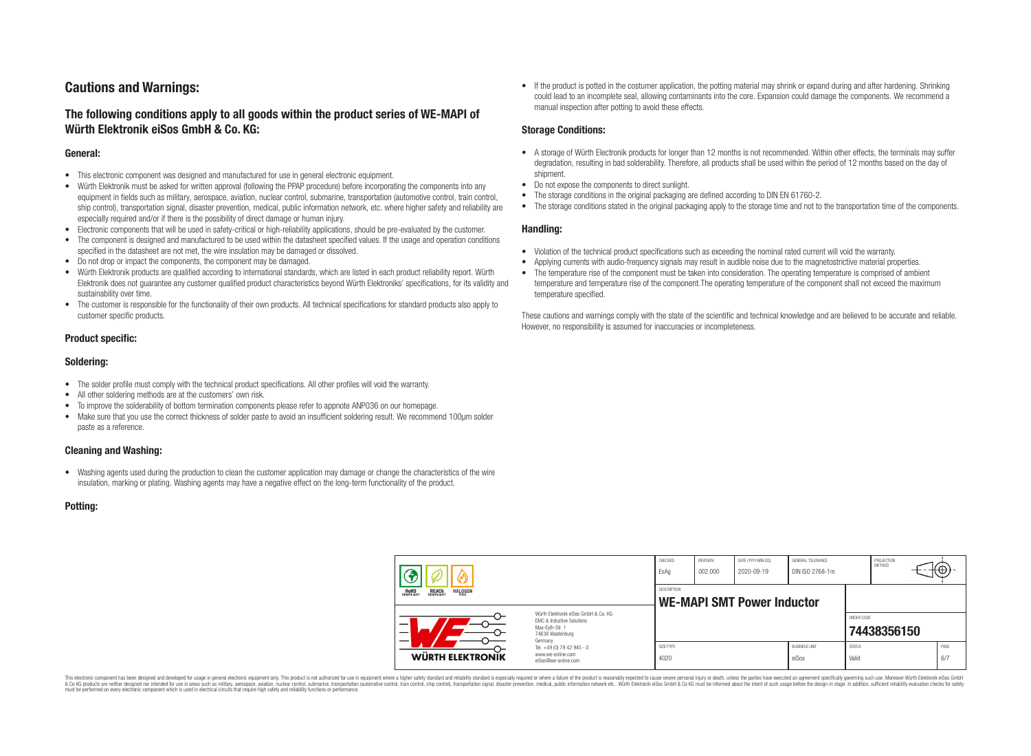# Cautions and Warnings:

## The following conditions apply to all goods within the product series of WE-MAPI of Würth Elektronik eiSos GmbH & Co. KG:

### General:

- This electronic component was designed and manufactured for use in general electronic equipment.
- Würth Elektronik must be asked for written approval (following the PPAP procedure) before incorporating the components into any equipment in fields such as military, aerospace, aviation, nuclear control, submarine, transportation (automotive control, train control, ship control), transportation signal, disaster prevention, medical, public information network, etc. where higher safety and reliability are especially required and/or if there is the possibility of direct damage or human injury.
- Electronic components that will be used in safety-critical or high-reliability applications, should be pre-evaluated by the customer.
- The component is designed and manufactured to be used within the datasheet specified values. If the usage and operation conditions specified in the datasheet are not met, the wire insulation may be damaged or dissolved.
- Do not drop or impact the components, the component may be damaged.
- Würth Elektronik products are qualified according to international standards, which are listed in each product reliability report. Würth Elektronik does not guarantee any customer qualified product characteristics beyond Würth Elektroniks' specifications, for its validity and sustainability over time.
- The customer is responsible for the functionality of their own products. All technical specifications for standard products also apply to customer specific products.

### Product specific:

### Soldering:

- The solder profile must comply with the technical product specifications. All other profiles will void the warranty.
- All other soldering methods are at the customers' own risk.
- To improve the solderability of bottom termination components please refer to appnote ANP036 on our homepage.
- Make sure that you use the correct thickness of solder paste to avoid an insufficient soldering result. We recommend 100µm solder paste as a reference.

### Cleaning and Washing:

- Washing agents used during the production to clean the customer application may damage or change the characteristics of the wire insulation, marking or plating. Washing agents may have a negative effect on the long-term functionality of the product.

### Potting:

- If the product is potted in the costumer application, the potting material may shrink or expand during and after hardening. Shrinking could lead to an incomplete seal, allowing contaminants into the core. Expansion could damage the components. We recommend a manual inspection after potting to avoid these effects.

### Storage Conditions:

- A storage of Würth Electronik products for longer than 12 months is not recommended. Within other effects, the terminals may suffer degradation, resulting in bad solderability. Therefore, all products shall be used within the period of 12 months based on the day of shipment.
- Do not expose the components to direct sunlight.
- The storage conditions in the original packaging are defined according to DIN EN 61760-2.
- The storage conditions stated in the original packaging apply to the storage time and not to the transportation time of the components.

### Handling:

- Violation of the technical product specifications such as exceeding the nominal rated current will void the warranty.
- Applying currents with audio-frequency signals may result in audible noise due to the magnetostrictive material properties.
- The temperature rise of the component must be taken into consideration. The operating temperature is comprised of ambient temperature and temperature rise of the component.The operating temperature of the component shall not exceed the maximum temperature specified.

These cautions and warnings comply with the state of the scientific and technical knowledge and are believed to be accurate and reliable. However, no responsibility is assumed for inaccuracies or incompleteness.

| CHECKED | REVISION | DATE (YYYY-MM-DD) | GENERAL TOLERANCE | PROJECTION METHOD |
|---|---|---|---|---|
| EsAg | 002.000 | 2020-09-19 | DIN ISO 2768-1m | |

DESCRIPTION: **WE-MAPI SMT Power Inductor**

ORDER CODE: **74438356150**

| SIZE/TYPE | BUSINESS UNIT | STATUS | PAGE |
|---|---|---|---|
| 4020 | eiSos | Valid | 6/7 |

Würth Elektronik eiSos GmbH & Co. KG
EMC & Inductive Solutions
Max-Eyth-Str. 1
74638 Waldenburg
Germany
Tel. +49 (0) 79 42 945 - 0
www.we-online.com
eiSos@we-online.com

This electronic component has been designed and developed for usage in general electronic equipment only. This product is not authorized for use in equipment where a higher safety standard and reliability standard is especially required or where a failure of the product is reasonably expected to cause severe personal injury or death, unless the parties have executed an agreement specifically governing such use. Moreover Würth Elektronik eiSos GmbH & Co KG products are neither designed nor intended for use in areas such as military, aerospace, aviation, nuclear control, submarine, transportation (automotive control, train control, ship control), transportation signal, disaster prevention, medical, public information network etc.. Würth Elektronik eiSos GmbH & Co KG must be informed about the intent of such usage before the design-in stage. In addition, sufficient reliability evaluation checks for safety must be performed on every electronic component which is used in electrical circuits that require high safety and reliability functions or performance.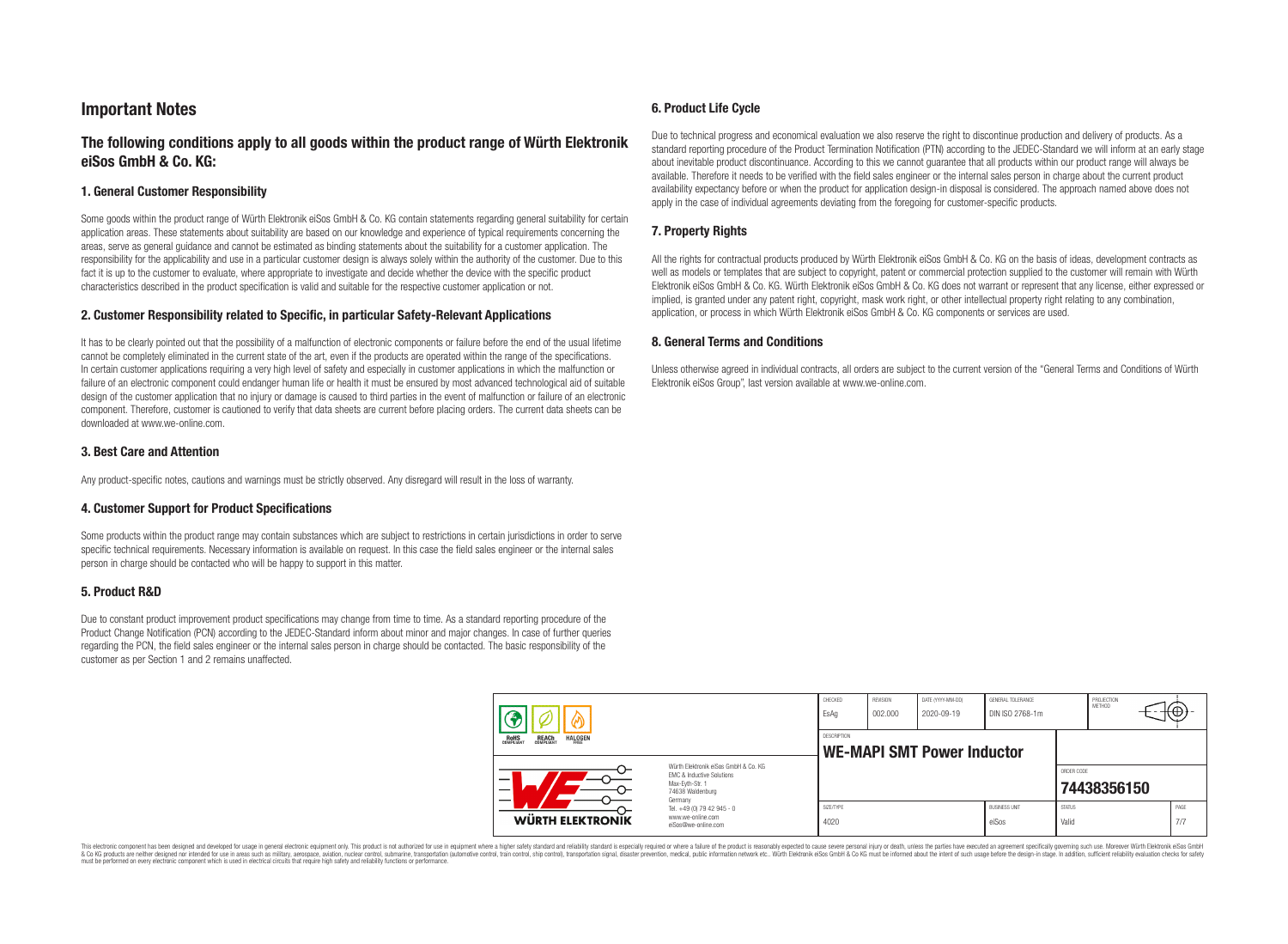# Important Notes

## The following conditions apply to all goods within the product range of Würth Elektronik eiSos GmbH & Co. KG:

### 1. General Customer Responsibility

Some goods within the product range of Würth Elektronik eiSos GmbH & Co. KG contain statements regarding general suitability for certain application areas. These statements about suitability are based on our knowledge and experience of typical requirements concerning the areas, serve as general guidance and cannot be estimated as binding statements about the suitability for a customer application. The responsibility for the applicability and use in a particular customer design is always solely within the authority of the customer. Due to this fact it is up to the customer to evaluate, where appropriate to investigate and decide whether the device with the specific product characteristics described in the product specification is valid and suitable for the respective customer application or not.

### 2. Customer Responsibility related to Specific, in particular Safety-Relevant Applications

It has to be clearly pointed out that the possibility of a malfunction of electronic components or failure before the end of the usual lifetime cannot be completely eliminated in the current state of the art, even if the products are operated within the range of the specifications. In certain customer applications requiring a very high level of safety and especially in customer applications in which the malfunction or failure of an electronic component could endanger human life or health it must be ensured by most advanced technological aid of suitable design of the customer application that no injury or damage is caused to third parties in the event of malfunction or failure of an electronic component. Therefore, customer is cautioned to verify that data sheets are current before placing orders. The current data sheets can be downloaded at www.we-online.com.

### 3. Best Care and Attention

Any product-specific notes, cautions and warnings must be strictly observed. Any disregard will result in the loss of warranty.

### 4. Customer Support for Product Specifications

Some products within the product range may contain substances which are subject to restrictions in certain jurisdictions in order to serve specific technical requirements. Necessary information is available on request. In this case the field sales engineer or the internal sales person in charge should be contacted who will be happy to support in this matter.

### 5. Product R&D

Due to constant product improvement product specifications may change from time to time. As a standard reporting procedure of the Product Change Notification (PCN) according to the JEDEC-Standard inform about minor and major changes. In case of further queries regarding the PCN, the field sales engineer or the internal sales person in charge should be contacted. The basic responsibility of the customer as per Section 1 and 2 remains unaffected.

### 6. Product Life Cycle

Due to technical progress and economical evaluation we also reserve the right to discontinue production and delivery of products. As a standard reporting procedure of the Product Termination Notification (PTN) according to the JEDEC-Standard we will inform at an early stage about inevitable product discontinuance. According to this we cannot guarantee that all products within our product range will always be available. Therefore it needs to be verified with the field sales engineer or the internal sales person in charge about the current product availability expectancy before or when the product for application design-in disposal is considered. The approach named above does not apply in the case of individual agreements deviating from the foregoing for customer-specific products.

### 7. Property Rights

All the rights for contractual products produced by Würth Elektronik eiSos GmbH & Co. KG on the basis of ideas, development contracts as well as models or templates that are subject to copyright, patent or commercial protection supplied to the customer will remain with Würth Elektronik eiSos GmbH & Co. KG. Würth Elektronik eiSos GmbH & Co. KG does not warrant or represent that any license, either expressed or implied, is granted under any patent right, copyright, mask work right, or other intellectual property right relating to any combination, application, or process in which Würth Elektronik eiSos GmbH & Co. KG components or services are used.

### 8. General Terms and Conditions

Unless otherwise agreed in individual contracts, all orders are subject to the current version of the "General Terms and Conditions of Würth Elektronik eiSos Group", last version available at www.we-online.com.

| | | | | | | | |
|---|---|---|---|---|---|---|---|
| RoHS COMPLIANT / REACh COMPLIANT / HALOGEN FREE | CHECKED: EsAg | REVISION: 002.000 | DATE (YYYY-MM-DD): 2020-09-19 | GENERAL TOLERANCE: DIN ISO 2768-1m | | PROJECTION METHOD | |
| | DESCRIPTION: **WE-MAPI SMT Power Inductor** | | | | | | |
| WÜRTH ELEKTRONIK — Würth Elektronik eiSos GmbH & Co. KG, EMC & Inductive Solutions, Max-Eyth-Str. 1, 74638 Waldenburg, Germany, Tel. +49 (0) 79 42 945 - 0, www.we-online.com, eiSos@we-online.com | | | | | ORDER CODE: **74438356150** | | |
| | SIZE/TYPE: 4020 | | | BUSINESS UNIT: eiSos | STATUS: Valid | | PAGE: 7/7 |

This electronic component has been designed and developed for usage in general electronic equipment only. This product is not authorized for use in equipment where a higher safety standard and reliability standard is especially required or where a failure of the product is reasonably expected to cause severe personal injury or death, unless the parties have executed an agreement specifically governing such use. Moreover Würth Elektronik eiSos GmbH & Co KG products are neither designed nor intended for use in areas such as military, aerospace, aviation, nuclear control, submarine, transportation (automotive control, train control, ship control), transportation signal, disaster prevention, medical, public information network etc.. Würth Elektronik eiSos GmbH & Co KG must be informed about the intent of such usage before the design-in stage. In addition, sufficient reliability evaluation checks for safety must be performed on every electronic component which is used in electrical circuits that require high safety and reliability functions or performance.